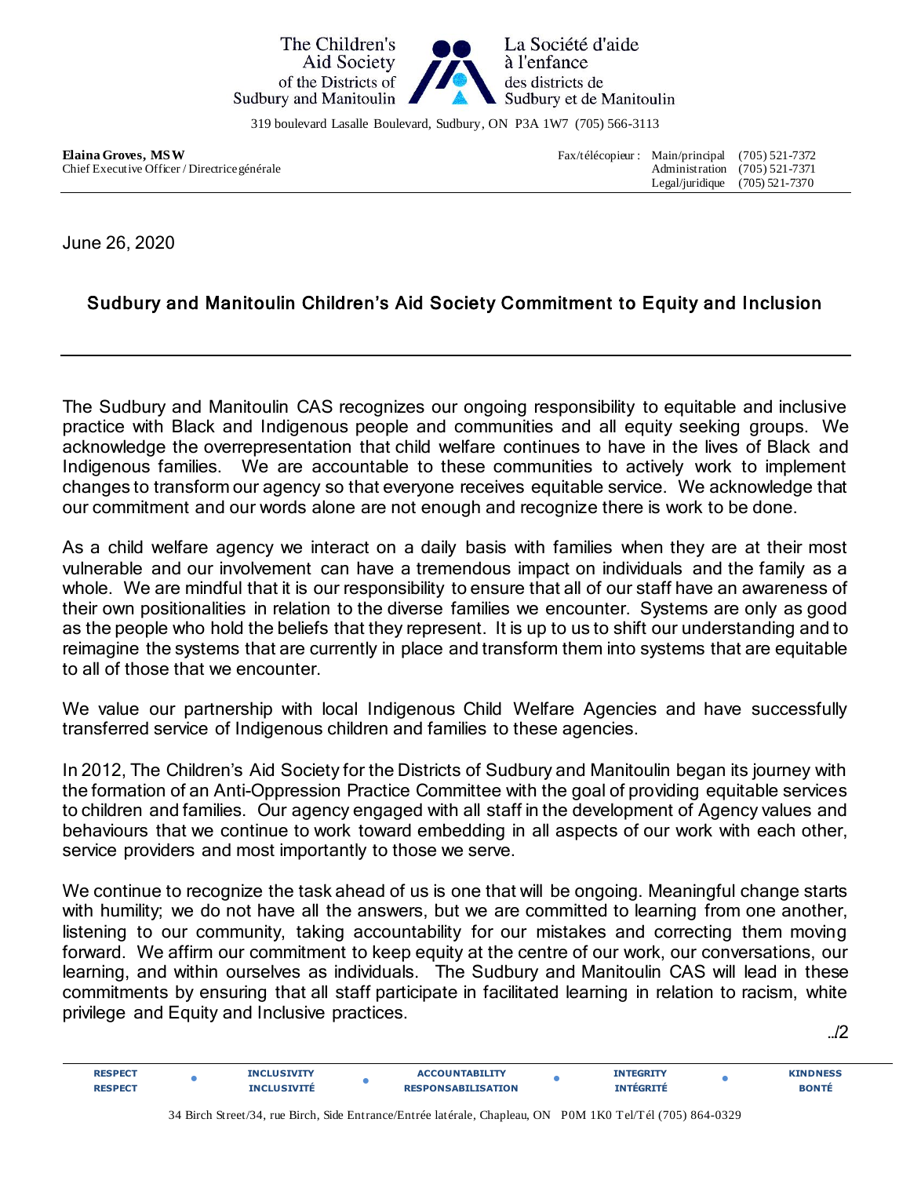The Children's Aid Society of the Districts of Sudbury and Manitoulin

La Société d'aide à l'enfance des districts de Sudbury et de Manitoulin

319 boulevard Lasalle Boulevard, Sudbury, ON P3A 1W7 (705) 566-3113

**Elaina Groves, MSW**
Chief Executive Officer / Directrice générale

Fax/télécopieur : Main/principal (705) 521-7372
Administration (705) 521-7371
Legal/juridique (705) 521-7370

June 26, 2020

## Sudbury and Manitoulin Children's Aid Society Commitment to Equity and Inclusion

The Sudbury and Manitoulin CAS recognizes our ongoing responsibility to equitable and inclusive practice with Black and Indigenous people and communities and all equity seeking groups. We acknowledge the overrepresentation that child welfare continues to have in the lives of Black and Indigenous families. We are accountable to these communities to actively work to implement changes to transform our agency so that everyone receives equitable service. We acknowledge that our commitment and our words alone are not enough and recognize there is work to be done.

As a child welfare agency we interact on a daily basis with families when they are at their most vulnerable and our involvement can have a tremendous impact on individuals and the family as a whole. We are mindful that it is our responsibility to ensure that all of our staff have an awareness of their own positionalities in relation to the diverse families we encounter. Systems are only as good as the people who hold the beliefs that they represent. It is up to us to shift our understanding and to reimagine the systems that are currently in place and transform them into systems that are equitable to all of those that we encounter.

We value our partnership with local Indigenous Child Welfare Agencies and have successfully transferred service of Indigenous children and families to these agencies.

In 2012, The Children's Aid Society for the Districts of Sudbury and Manitoulin began its journey with the formation of an Anti-Oppression Practice Committee with the goal of providing equitable services to children and families. Our agency engaged with all staff in the development of Agency values and behaviours that we continue to work toward embedding in all aspects of our work with each other, service providers and most importantly to those we serve.

We continue to recognize the task ahead of us is one that will be ongoing. Meaningful change starts with humility; we do not have all the answers, but we are committed to learning from one another, listening to our community, taking accountability for our mistakes and correcting them moving forward. We affirm our commitment to keep equity at the centre of our work, our conversations, our learning, and within ourselves as individuals. The Sudbury and Manitoulin CAS will lead in these commitments by ensuring that all staff participate in facilitated learning in relation to racism, white privilege and Equity and Inclusive practices.

../2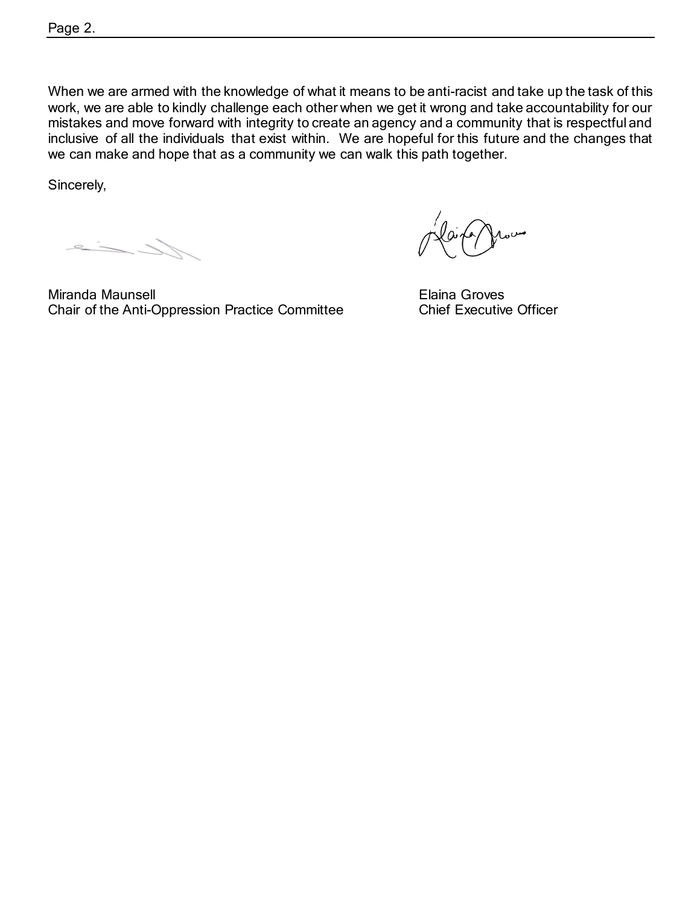When we are armed with the knowledge of what it means to be anti-racist and take up the task of this work, we are able to kindly challenge each other when we get it wrong and take accountability for our mistakes and move forward with integrity to create an agency and a community that is respectful and inclusive of all the individuals that exist within. We are hopeful for this future and the changes that we can make and hope that as a community we can walk this path together.

Sincerely,

Miranda Maunsell
Chair of the Anti-Oppression Practice Committee

Elaina Groves
Chief Executive Officer